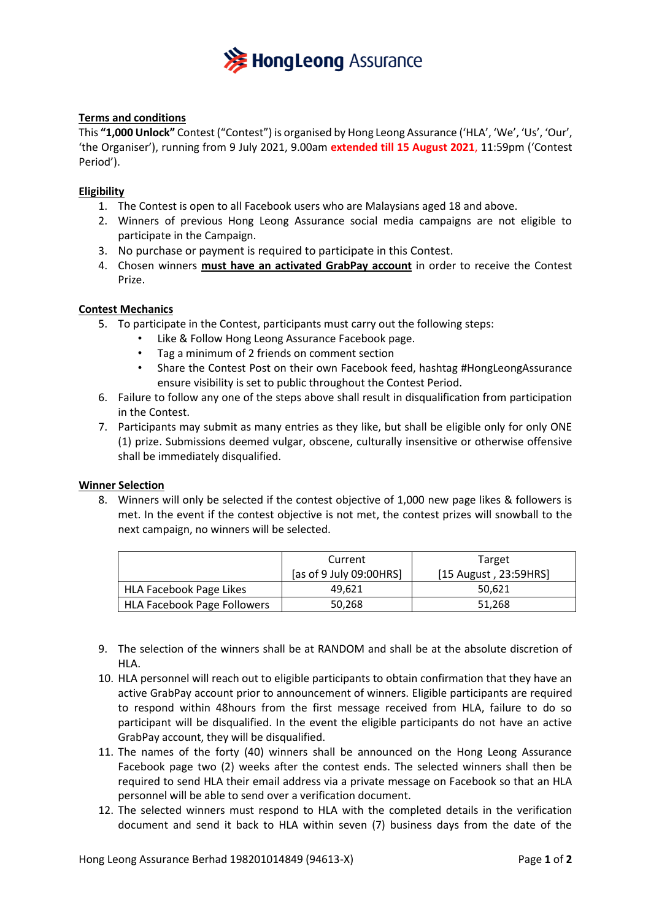**Terms and conditions**

This **"1,000 Unlock"** Contest ("Contest") is organised by Hong Leong Assurance ('HLA', 'We', 'Us', 'Our', 'the Organiser'), running from 9 July 2021, 9.00am **extended till 15 August 2021**, 11:59pm ('Contest Period').

**Eligibility**

1. The Contest is open to all Facebook users who are Malaysians aged 18 and above.
2. Winners of previous Hong Leong Assurance social media campaigns are not eligible to participate in the Campaign.
3. No purchase or payment is required to participate in this Contest.
4. Chosen winners **must have an activated GrabPay account** in order to receive the Contest Prize.

**Contest Mechanics**

5. To participate in the Contest, participants must carry out the following steps:
   - Like & Follow Hong Leong Assurance Facebook page.
   - Tag a minimum of 2 friends on comment section
   - Share the Contest Post on their own Facebook feed, hashtag #HongLeongAssurance ensure visibility is set to public throughout the Contest Period.
6. Failure to follow any one of the steps above shall result in disqualification from participation in the Contest.
7. Participants may submit as many entries as they like, but shall be eligible only for only ONE (1) prize. Submissions deemed vulgar, obscene, culturally insensitive or otherwise offensive shall be immediately disqualified.

**Winner Selection**

8. Winners will only be selected if the contest objective of 1,000 new page likes & followers is met. In the event if the contest objective is not met, the contest prizes will snowball to the next campaign, no winners will be selected.

| | Current [as of 9 July 09:00HRS] | Target [15 August , 23:59HRS] |
|---|---|---|
| HLA Facebook Page Likes | 49,621 | 50,621 |
| HLA Facebook Page Followers | 50,268 | 51,268 |

9. The selection of the winners shall be at RANDOM and shall be at the absolute discretion of HLA.
10. HLA personnel will reach out to eligible participants to obtain confirmation that they have an active GrabPay account prior to announcement of winners. Eligible participants are required to respond within 48hours from the first message received from HLA, failure to do so participant will be disqualified. In the event the eligible participants do not have an active GrabPay account, they will be disqualified.
11. The names of the forty (40) winners shall be announced on the Hong Leong Assurance Facebook page two (2) weeks after the contest ends. The selected winners shall then be required to send HLA their email address via a private message on Facebook so that an HLA personnel will be able to send over a verification document.
12. The selected winners must respond to HLA with the completed details in the verification document and send it back to HLA within seven (7) business days from the date of the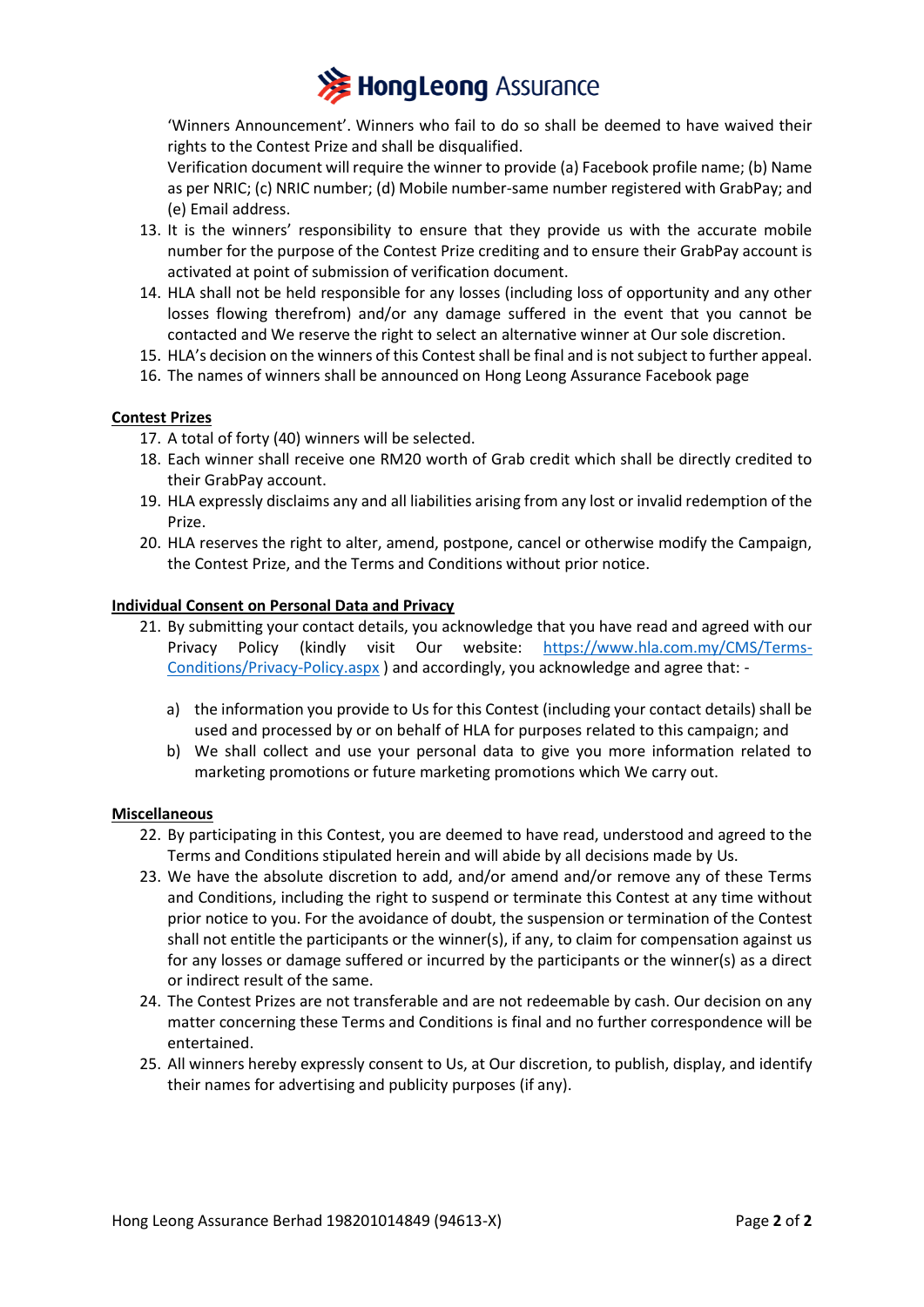'Winners Announcement'. Winners who fail to do so shall be deemed to have waived their rights to the Contest Prize and shall be disqualified.
Verification document will require the winner to provide (a) Facebook profile name; (b) Name as per NRIC; (c) NRIC number; (d) Mobile number-same number registered with GrabPay; and (e) Email address.

13. It is the winners' responsibility to ensure that they provide us with the accurate mobile number for the purpose of the Contest Prize crediting and to ensure their GrabPay account is activated at point of submission of verification document.
14. HLA shall not be held responsible for any losses (including loss of opportunity and any other losses flowing therefrom) and/or any damage suffered in the event that you cannot be contacted and We reserve the right to select an alternative winner at Our sole discretion.
15. HLA's decision on the winners of this Contest shall be final and is not subject to further appeal.
16. The names of winners shall be announced on Hong Leong Assurance Facebook page

**Contest Prizes**

17. A total of forty (40) winners will be selected.
18. Each winner shall receive one RM20 worth of Grab credit which shall be directly credited to their GrabPay account.
19. HLA expressly disclaims any and all liabilities arising from any lost or invalid redemption of the Prize.
20. HLA reserves the right to alter, amend, postpone, cancel or otherwise modify the Campaign, the Contest Prize, and the Terms and Conditions without prior notice.

**Individual Consent on Personal Data and Privacy**

21. By submitting your contact details, you acknowledge that you have read and agreed with our Privacy Policy (kindly visit Our website: [https://www.hla.com.my/CMS/Terms-Conditions/Privacy-Policy.aspx](https://www.hla.com.my/CMS/Terms-Conditions/Privacy-Policy.aspx) ) and accordingly, you acknowledge and agree that: -

    a) the information you provide to Us for this Contest (including your contact details) shall be used and processed by or on behalf of HLA for purposes related to this campaign; and
    b) We shall collect and use your personal data to give you more information related to marketing promotions or future marketing promotions which We carry out.

**Miscellaneous**

22. By participating in this Contest, you are deemed to have read, understood and agreed to the Terms and Conditions stipulated herein and will abide by all decisions made by Us.
23. We have the absolute discretion to add, and/or amend and/or remove any of these Terms and Conditions, including the right to suspend or terminate this Contest at any time without prior notice to you. For the avoidance of doubt, the suspension or termination of the Contest shall not entitle the participants or the winner(s), if any, to claim for compensation against us for any losses or damage suffered or incurred by the participants or the winner(s) as a direct or indirect result of the same.
24. The Contest Prizes are not transferable and are not redeemable by cash. Our decision on any matter concerning these Terms and Conditions is final and no further correspondence will be entertained.
25. All winners hereby expressly consent to Us, at Our discretion, to publish, display, and identify their names for advertising and publicity purposes (if any).

Hong Leong Assurance Berhad 198201014849 (94613-X)